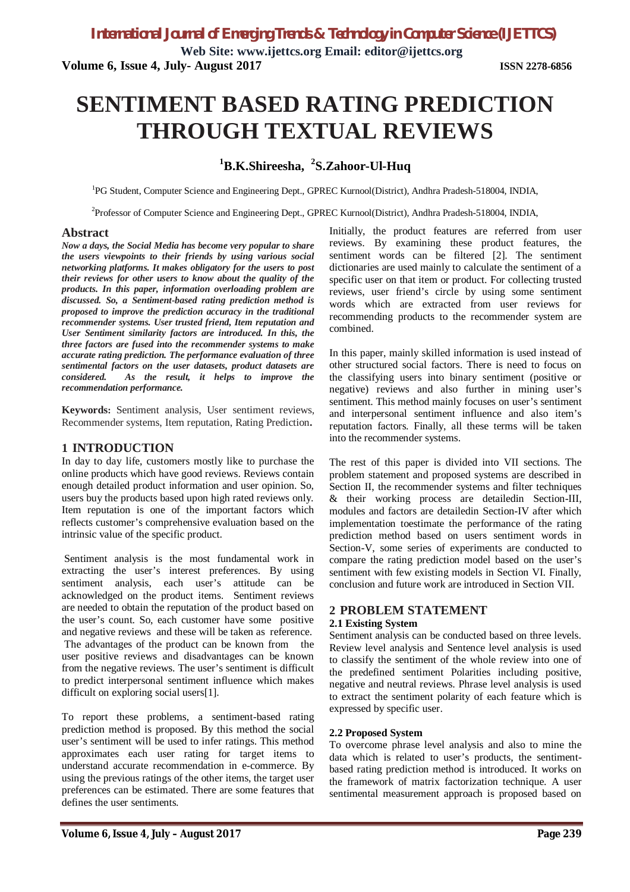# SENTIMENT BASED RATING PREDICTION THROUGH TEXTUAL REVIEWS

**[1]B.K.Shireesha, [2]S.Zahoor-Ul-Huq**

[1]PG Student, Computer Science and Engineering Dept., GPREC Kurnool(District), Andhra Pradesh-518004, INDIA,

[2]Professor of Computer Science and Engineering Dept., GPREC Kurnool(District), Andhra Pradesh-518004, INDIA,

## Abstract

***Now a days, the Social Media has become very popular to share the users viewpoints to their friends by using various social networking platforms. It makes obligatory for the users to post their reviews for other users to know about the quality of the products. In this paper, information overloading problem are discussed. So, a Sentiment-based rating prediction method is proposed to improve the prediction accuracy in the traditional recommender systems. User trusted friend, Item reputation and User Sentiment similarity factors are introduced. In this, the three factors are fused into the recommender systems to make accurate rating prediction. The performance evaluation of three sentimental factors on the user datasets, product datasets are considered. As the result, it helps to improve the recommendation performance.***

**Keywords:** Sentiment analysis, User sentiment reviews, Recommender systems, Item reputation, Rating Prediction**.**

## 1 INTRODUCTION

In day to day life, customers mostly like to purchase the online products which have good reviews. Reviews contain enough detailed product information and user opinion. So, users buy the products based upon high rated reviews only. Item reputation is one of the important factors which reflects customer's comprehensive evaluation based on the intrinsic value of the specific product.

Sentiment analysis is the most fundamental work in extracting the user's interest preferences. By using sentiment analysis, each user's attitude can be acknowledged on the product items. Sentiment reviews are needed to obtain the reputation of the product based on the user's count. So, each customer have some positive and negative reviews and these will be taken as reference. The advantages of the product can be known from the user positive reviews and disadvantages can be known from the negative reviews. The user's sentiment is difficult to predict interpersonal sentiment influence which makes difficult on exploring social users[1].

To report these problems, a sentiment-based rating prediction method is proposed. By this method the social user's sentiment will be used to infer ratings. This method approximates each user rating for target items to understand accurate recommendation in e-commerce. By using the previous ratings of the other items, the target user preferences can be estimated. There are some features that defines the user sentiments.

Initially, the product features are referred from user reviews. By examining these product features, the sentiment words can be filtered [2]. The sentiment dictionaries are used mainly to calculate the sentiment of a specific user on that item or product. For collecting trusted reviews, user friend's circle by using some sentiment words which are extracted from user reviews for recommending products to the recommender system are combined.

In this paper, mainly skilled information is used instead of other structured social factors. There is need to focus on the classifying users into binary sentiment (positive or negative) reviews and also further in mining user's sentiment. This method mainly focuses on user's sentiment and interpersonal sentiment influence and also item's reputation factors. Finally, all these terms will be taken into the recommender systems.

The rest of this paper is divided into VII sections. The problem statement and proposed systems are described in Section II, the recommender systems and filter techniques & their working process are detailedin Section-III, modules and factors are detailedin Section-IV after which implementation toestimate the performance of the rating prediction method based on users sentiment words in Section-V, some series of experiments are conducted to compare the rating prediction model based on the user's sentiment with few existing models in Section VI. Finally, conclusion and future work are introduced in Section VII.

## 2 PROBLEM STATEMENT

### 2.1 Existing System

Sentiment analysis can be conducted based on three levels. Review level analysis and Sentence level analysis is used to classify the sentiment of the whole review into one of the predefined sentiment Polarities including positive, negative and neutral reviews. Phrase level analysis is used to extract the sentiment polarity of each feature which is expressed by specific user.

### 2.2 Proposed System

To overcome phrase level analysis and also to mine the data which is related to user's products, the sentiment-based rating prediction method is introduced. It works on the framework of matrix factorization technique. A user sentimental measurement approach is proposed based on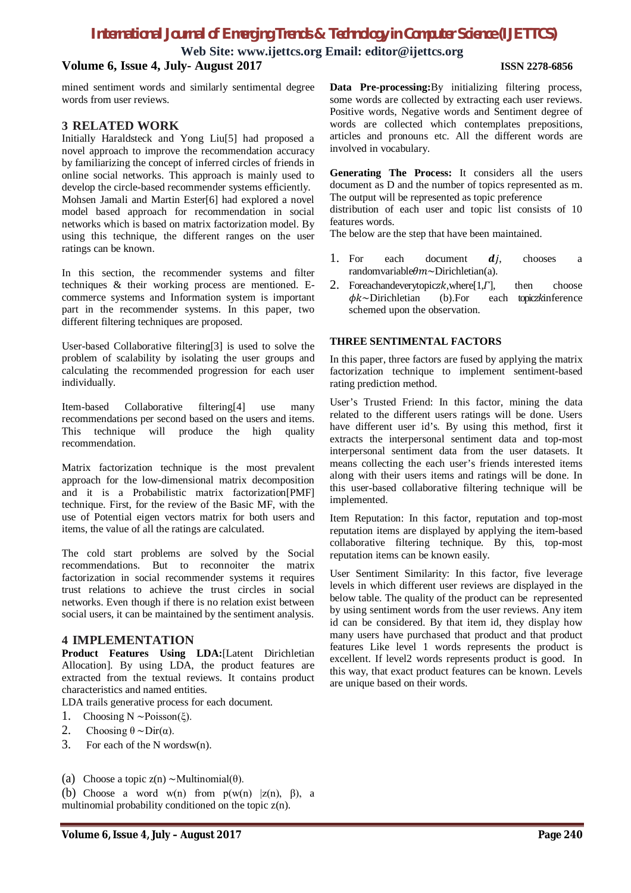mined sentiment words and similarly sentimental degree words from user reviews.

## 3 RELATED WORK

Initially Haraldsteck and Yong Liu[5] had proposed a novel approach to improve the recommendation accuracy by familiarizing the concept of inferred circles of friends in online social networks. This approach is mainly used to develop the circle-based recommender systems efficiently. Mohsen Jamali and Martin Ester[6] had explored a novel model based approach for recommendation in social networks which is based on matrix factorization model. By using this technique, the different ranges on the user ratings can be known.

In this section, the recommender systems and filter techniques & their working process are mentioned. E-commerce systems and Information system is important part in the recommender systems. In this paper, two different filtering techniques are proposed.

User-based Collaborative filtering[3] is used to solve the problem of scalability by isolating the user groups and calculating the recommended progression for each user individually.

Item-based Collaborative filtering[4] use many recommendations per second based on the users and items. This technique will produce the high quality recommendation.

Matrix factorization technique is the most prevalent approach for the low-dimensional matrix decomposition and it is a Probabilistic matrix factorization[PMF] technique. First, for the review of the Basic MF, with the use of Potential eigen vectors matrix for both users and items, the value of all the ratings are calculated.

The cold start problems are solved by the Social recommendations. But to reconnoiter the matrix factorization in social recommender systems it requires trust relations to achieve the trust circles in social networks. Even though if there is no relation exist between social users, it can be maintained by the sentiment analysis.

## 4 IMPLEMENTATION

**Product Features Using LDA:**[Latent Dirichletian Allocation]. By using LDA, the product features are extracted from the textual reviews. It contains product characteristics and named entities.

LDA trails generative process for each document.

1. Choosing N $\sim$Poisson($\xi$).
2. Choosing $\theta \sim$Dir($\alpha$).
3. For each of the N wordsw(n).

(a) Choose a topic z(n) $\sim$Multinomial($\theta$).

(b) Choose a word w(n) from p(w(n) |z(n), $\beta$), a multinomial probability conditioned on the topic z(n).

**Data Pre-processing:**By initializing filtering process, some words are collected by extracting each user reviews. Positive words, Negative words and Sentiment degree of words are collected which contemplates prepositions, articles and pronouns etc. All the different words are involved in vocabulary.

**Generating The Process:** It considers all the users document as D and the number of topics represented as m. The output will be represented as topic preference distribution of each user and topic list consists of 10 features words.

The below are the step that have been maintained.

1. For each document $\boldsymbol{d}j$, chooses a randomvariable$\theta m\sim$Dirichletian(a).
2. Foreachandeverytopic$zk$,where[1,$\Gamma$], then choose $\phi k\sim$Dirichletian (b).For each topic$zk$inference schemed upon the observation.

**THREE SENTIMENTAL FACTORS**

In this paper, three factors are fused by applying the matrix factorization technique to implement sentiment-based rating prediction method.

User's Trusted Friend: In this factor, mining the data related to the different users ratings will be done. Users have different user id's. By using this method, first it extracts the interpersonal sentiment data and top-most interpersonal sentiment data from the user datasets. It means collecting the each user's friends interested items along with their users items and ratings will be done. In this user-based collaborative filtering technique will be implemented.

Item Reputation: In this factor, reputation and top-most reputation items are displayed by applying the item-based collaborative filtering technique. By this, top-most reputation items can be known easily.

User Sentiment Similarity: In this factor, five leverage levels in which different user reviews are displayed in the below table. The quality of the product can be represented by using sentiment words from the user reviews. Any item id can be considered. By that item id, they display how many users have purchased that product and that product features Like level 1 words represents the product is excellent. If level2 words represents product is good. In this way, that exact product features can be known. Levels are unique based on their words.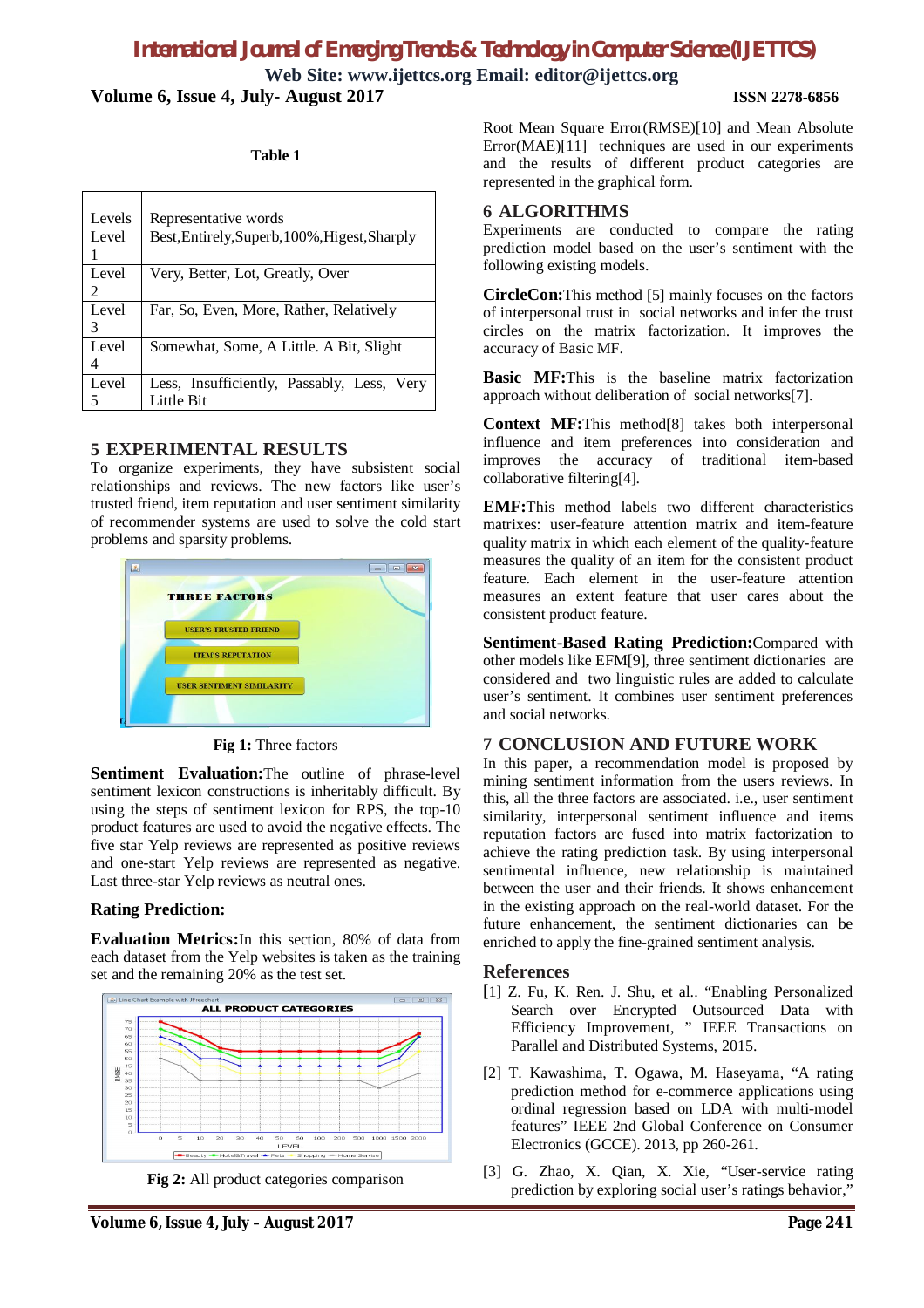Table 1

| Levels | Representative words |
|---|---|
| Level 1 | Best,Entirely,Superb,100%,Higest,Sharply |
| Level 2 | Very, Better, Lot, Greatly, Over |
| Level 3 | Far, So, Even, More, Rather, Relatively |
| Level 4 | Somewhat, Some, A Little. A Bit, Slight |
| Level 5 | Less, Insufficiently, Passably, Less, Very Little Bit |

## 5 EXPERIMENTAL RESULTS

To organize experiments, they have subsistent social relationships and reviews. The new factors like user's trusted friend, item reputation and user sentiment similarity of recommender systems are used to solve the cold start problems and sparsity problems.

**Fig 1:** Three factors

**Sentiment Evaluation:**The outline of phrase-level sentiment lexicon constructions is inheritably difficult. By using the steps of sentiment lexicon for RPS, the top-10 product features are used to avoid the negative effects. The five star Yelp reviews are represented as positive reviews and one-start Yelp reviews are represented as negative. Last three-star Yelp reviews as neutral ones.

**Rating Prediction:**

**Evaluation Metrics:**In this section, 80% of data from each dataset from the Yelp websites is taken as the training set and the remaining 20% as the test set.

**Fig 2:** All product categories comparison

Root Mean Square Error(RMSE)[10] and Mean Absolute Error(MAE)[11] techniques are used in our experiments and the results of different product categories are represented in the graphical form.

## 6 ALGORITHMS

Experiments are conducted to compare the rating prediction model based on the user's sentiment with the following existing models.

**CircleCon:**This method [5] mainly focuses on the factors of interpersonal trust in social networks and infer the trust circles on the matrix factorization. It improves the accuracy of Basic MF.

**Basic MF:**This is the baseline matrix factorization approach without deliberation of social networks[7].

**Context MF:**This method[8] takes both interpersonal influence and item preferences into consideration and improves the accuracy of traditional item-based collaborative filtering[4].

**EMF:**This method labels two different characteristics matrixes: user-feature attention matrix and item-feature quality matrix in which each element of the quality-feature measures the quality of an item for the consistent product feature. Each element in the user-feature attention measures an extent feature that user cares about the consistent product feature.

**Sentiment-Based Rating Prediction:**Compared with other models like EFM[9], three sentiment dictionaries are considered and two linguistic rules are added to calculate user's sentiment. It combines user sentiment preferences and social networks.

## 7 CONCLUSION AND FUTURE WORK

In this paper, a recommendation model is proposed by mining sentiment information from the users reviews. In this, all the three factors are associated. i.e., user sentiment similarity, interpersonal sentiment influence and items reputation factors are fused into matrix factorization to achieve the rating prediction task. By using interpersonal sentimental influence, new relationship is maintained between the user and their friends. It shows enhancement in the existing approach on the real-world dataset. For the future enhancement, the sentiment dictionaries can be enriched to apply the fine-grained sentiment analysis.

## References

[1] Z. Fu, K. Ren. J. Shu, et al.. "Enabling Personalized Search over Encrypted Outsourced Data with Efficiency Improvement, " IEEE Transactions on Parallel and Distributed Systems, 2015.

[2] T. Kawashima, T. Ogawa, M. Haseyama, "A rating prediction method for e-commerce applications using ordinal regression based on LDA with multi-model features" IEEE 2nd Global Conference on Consumer Electronics (GCCE). 2013, pp 260-261.

[3] G. Zhao, X. Qian, X. Xie, "User-service rating prediction by exploring social user's ratings behavior,"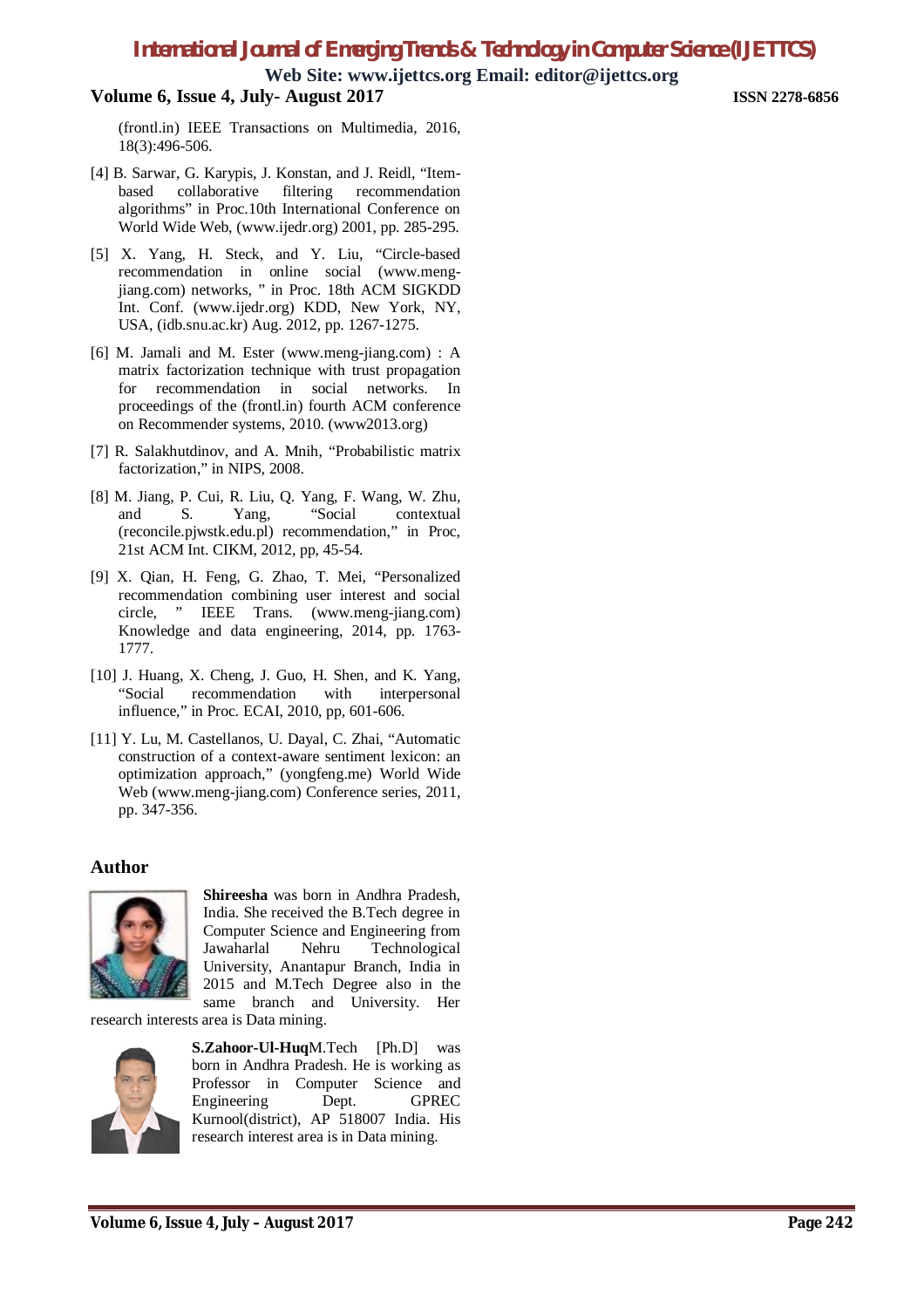(frontl.in) IEEE Transactions on Multimedia, 2016, 18(3):496-506.

[4] B. Sarwar, G. Karypis, J. Konstan, and J. Reidl, "Item-based collaborative filtering recommendation algorithms" in Proc.10th International Conference on World Wide Web, (www.ijedr.org) 2001, pp. 285-295.

[5] X. Yang, H. Steck, and Y. Liu, "Circle-based recommendation in online social (www.meng-jiang.com) networks, " in Proc. 18th ACM SIGKDD Int. Conf. (www.ijedr.org) KDD, New York, NY, USA, (idb.snu.ac.kr) Aug. 2012, pp. 1267-1275.

[6] M. Jamali and M. Ester (www.meng-jiang.com) : A matrix factorization technique with trust propagation for recommendation in social networks. In proceedings of the (frontl.in) fourth ACM conference on Recommender systems, 2010. (www2013.org)

[7] R. Salakhutdinov, and A. Mnih, "Probabilistic matrix factorization," in NIPS, 2008.

[8] M. Jiang, P. Cui, R. Liu, Q. Yang, F. Wang, W. Zhu, and S. Yang, "Social contextual (reconcile.pjwstk.edu.pl) recommendation," in Proc, 21st ACM Int. CIKM, 2012, pp, 45-54.

[9] X. Qian, H. Feng, G. Zhao, T. Mei, "Personalized recommendation combining user interest and social circle, " IEEE Trans. (www.meng-jiang.com) Knowledge and data engineering, 2014, pp. 1763-1777.

[10] J. Huang, X. Cheng, J. Guo, H. Shen, and K. Yang, "Social recommendation with interpersonal influence," in Proc. ECAI, 2010, pp, 601-606.

[11] Y. Lu, M. Castellanos, U. Dayal, C. Zhai, "Automatic construction of a context-aware sentiment lexicon: an optimization approach," (yongfeng.me) World Wide Web (www.meng-jiang.com) Conference series, 2011, pp. 347-356.

## Author

**Shireesha** was born in Andhra Pradesh, India. She received the B.Tech degree in Computer Science and Engineering from Jawaharlal Nehru Technological University, Anantapur Branch, India in 2015 and M.Tech Degree also in the same branch and University. Her research interests area is Data mining.

**S.Zahoor-Ul-Huq**M.Tech [Ph.D] was born in Andhra Pradesh. He is working as Professor in Computer Science and Engineering Dept. GPREC Kurnool(district), AP 518007 India. His research interest area is in Data mining.